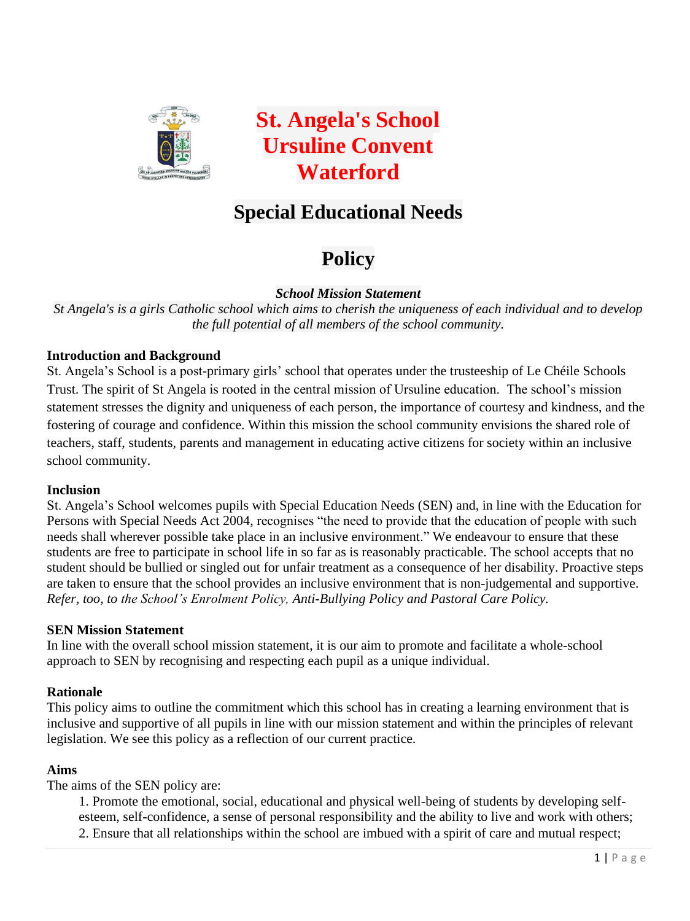# St. Angela's School Ursuline Convent Waterford

## Special Educational Needs

## Policy

***School Mission Statement***

*St Angela's is a girls Catholic school which aims to cherish the uniqueness of each individual and to develop the full potential of all members of the school community.*

**Introduction and Background**

St. Angela's School is a post-primary girls' school that operates under the trusteeship of Le Chéile Schools Trust. The spirit of St Angela is rooted in the central mission of Ursuline education. The school's mission statement stresses the dignity and uniqueness of each person, the importance of courtesy and kindness, and the fostering of courage and confidence. Within this mission the school community envisions the shared role of teachers, staff, students, parents and management in educating active citizens for society within an inclusive school community.

**Inclusion**

St. Angela's School welcomes pupils with Special Education Needs (SEN) and, in line with the Education for Persons with Special Needs Act 2004, recognises "the need to provide that the education of people with such needs shall wherever possible take place in an inclusive environment." We endeavour to ensure that these students are free to participate in school life in so far as is reasonably practicable. The school accepts that no student should be bullied or singled out for unfair treatment as a consequence of her disability. Proactive steps are taken to ensure that the school provides an inclusive environment that is non-judgemental and supportive. *Refer, too, to the School's Enrolment Policy, Anti-Bullying Policy and Pastoral Care Policy.*

**SEN Mission Statement**

In line with the overall school mission statement, it is our aim to promote and facilitate a whole-school approach to SEN by recognising and respecting each pupil as a unique individual.

**Rationale**

This policy aims to outline the commitment which this school has in creating a learning environment that is inclusive and supportive of all pupils in line with our mission statement and within the principles of relevant legislation. We see this policy as a reflection of our current practice.

**Aims**

The aims of the SEN policy are:

1. Promote the emotional, social, educational and physical well-being of students by developing self-esteem, self-confidence, a sense of personal responsibility and the ability to live and work with others;
2. Ensure that all relationships within the school are imbued with a spirit of care and mutual respect;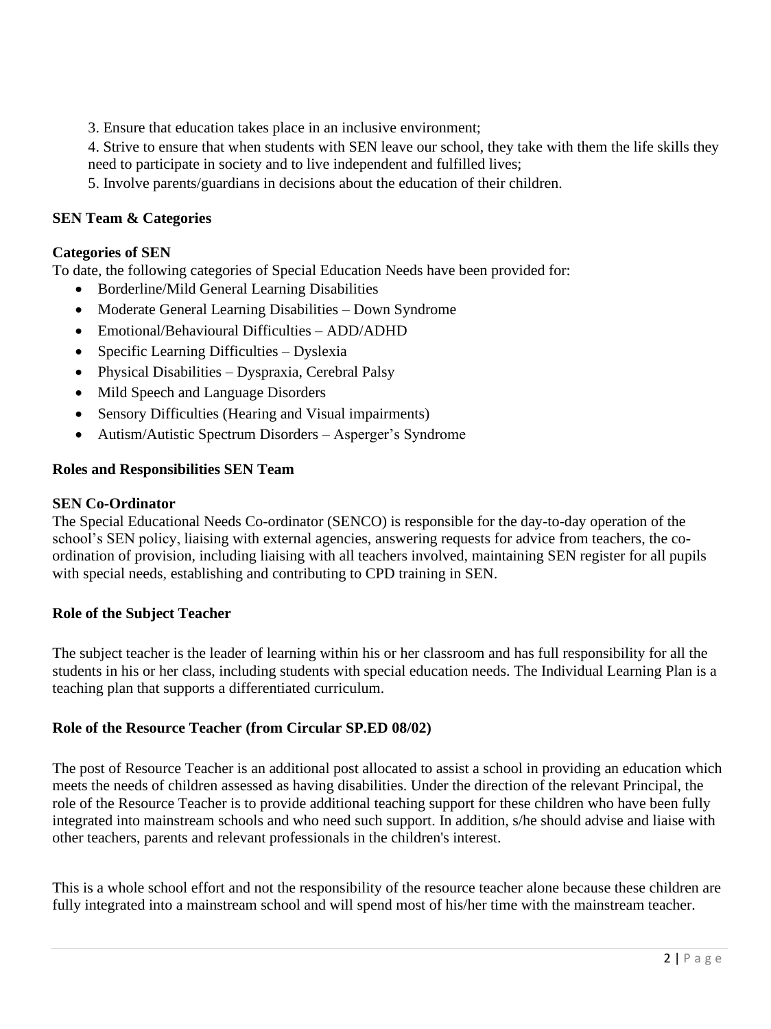3. Ensure that education takes place in an inclusive environment;

4. Strive to ensure that when students with SEN leave our school, they take with them the life skills they need to participate in society and to live independent and fulfilled lives;

5. Involve parents/guardians in decisions about the education of their children.

**SEN Team & Categories**

**Categories of SEN**

To date, the following categories of Special Education Needs have been provided for:

- Borderline/Mild General Learning Disabilities
- Moderate General Learning Disabilities – Down Syndrome
- Emotional/Behavioural Difficulties – ADD/ADHD
- Specific Learning Difficulties – Dyslexia
- Physical Disabilities – Dyspraxia, Cerebral Palsy
- Mild Speech and Language Disorders
- Sensory Difficulties (Hearing and Visual impairments)
- Autism/Autistic Spectrum Disorders – Asperger's Syndrome

**Roles and Responsibilities SEN Team**

**SEN Co-Ordinator**

The Special Educational Needs Co-ordinator (SENCO) is responsible for the day-to-day operation of the school's SEN policy, liaising with external agencies, answering requests for advice from teachers, the co-ordination of provision, including liaising with all teachers involved, maintaining SEN register for all pupils with special needs, establishing and contributing to CPD training in SEN.

**Role of the Subject Teacher**

The subject teacher is the leader of learning within his or her classroom and has full responsibility for all the students in his or her class, including students with special education needs. The Individual Learning Plan is a teaching plan that supports a differentiated curriculum.

**Role of the Resource Teacher (from Circular SP.ED 08/02)**

The post of Resource Teacher is an additional post allocated to assist a school in providing an education which meets the needs of children assessed as having disabilities. Under the direction of the relevant Principal, the role of the Resource Teacher is to provide additional teaching support for these children who have been fully integrated into mainstream schools and who need such support. In addition, s/he should advise and liaise with other teachers, parents and relevant professionals in the children's interest.

This is a whole school effort and not the responsibility of the resource teacher alone because these children are fully integrated into a mainstream school and will spend most of his/her time with the mainstream teacher.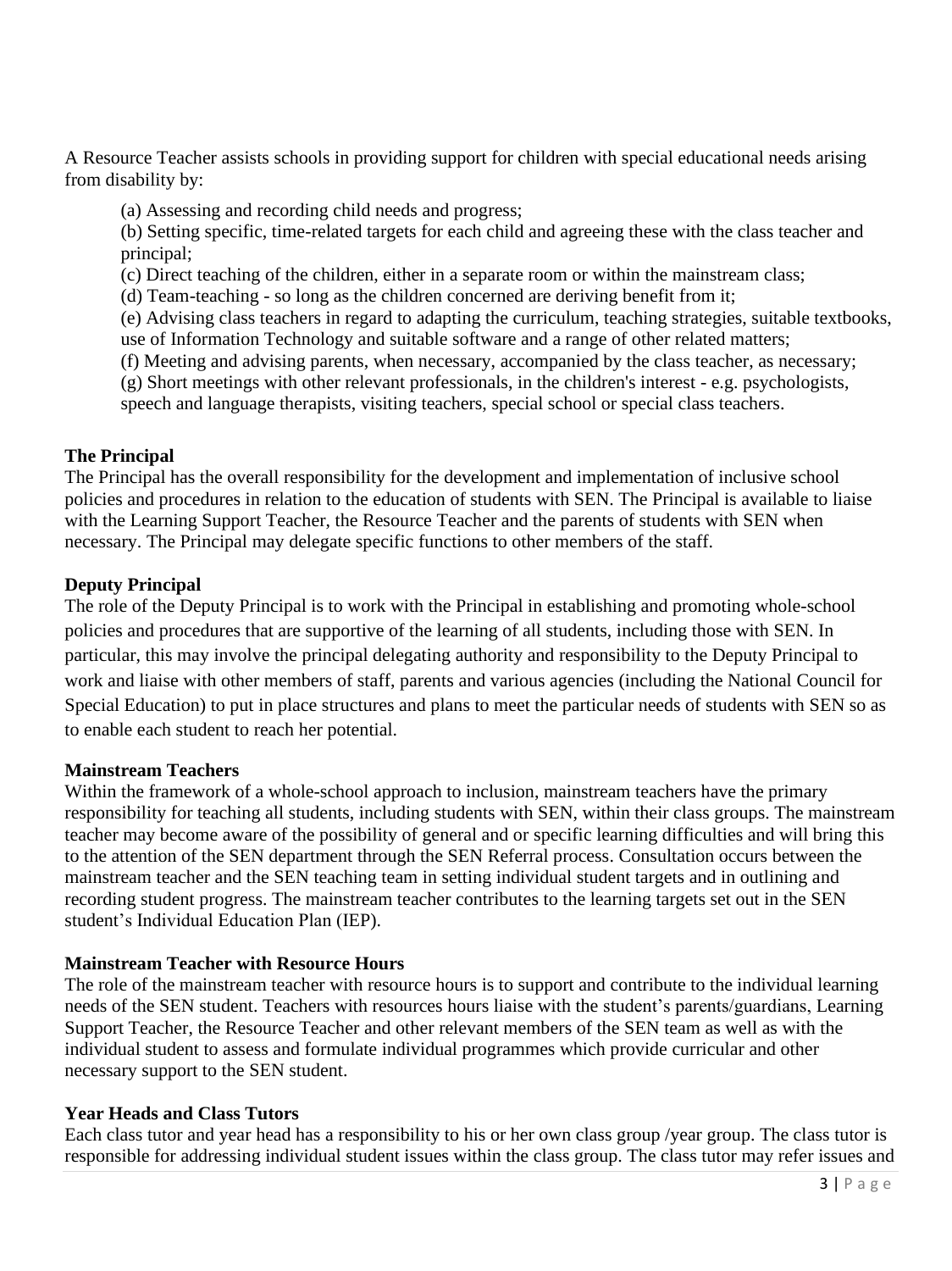A Resource Teacher assists schools in providing support for children with special educational needs arising from disability by:

(a) Assessing and recording child needs and progress;
(b) Setting specific, time-related targets for each child and agreeing these with the class teacher and principal;
(c) Direct teaching of the children, either in a separate room or within the mainstream class;
(d) Team-teaching - so long as the children concerned are deriving benefit from it;
(e) Advising class teachers in regard to adapting the curriculum, teaching strategies, suitable textbooks, use of Information Technology and suitable software and a range of other related matters;
(f) Meeting and advising parents, when necessary, accompanied by the class teacher, as necessary;
(g) Short meetings with other relevant professionals, in the children's interest - e.g. psychologists, speech and language therapists, visiting teachers, special school or special class teachers.

**The Principal**
The Principal has the overall responsibility for the development and implementation of inclusive school policies and procedures in relation to the education of students with SEN. The Principal is available to liaise with the Learning Support Teacher, the Resource Teacher and the parents of students with SEN when necessary. The Principal may delegate specific functions to other members of the staff.

**Deputy Principal**
The role of the Deputy Principal is to work with the Principal in establishing and promoting whole-school policies and procedures that are supportive of the learning of all students, including those with SEN. In particular, this may involve the principal delegating authority and responsibility to the Deputy Principal to work and liaise with other members of staff, parents and various agencies (including the National Council for Special Education) to put in place structures and plans to meet the particular needs of students with SEN so as to enable each student to reach her potential.

**Mainstream Teachers**
Within the framework of a whole-school approach to inclusion, mainstream teachers have the primary responsibility for teaching all students, including students with SEN, within their class groups. The mainstream teacher may become aware of the possibility of general and or specific learning difficulties and will bring this to the attention of the SEN department through the SEN Referral process. Consultation occurs between the mainstream teacher and the SEN teaching team in setting individual student targets and in outlining and recording student progress. The mainstream teacher contributes to the learning targets set out in the SEN student's Individual Education Plan (IEP).

**Mainstream Teacher with Resource Hours**
The role of the mainstream teacher with resource hours is to support and contribute to the individual learning needs of the SEN student. Teachers with resources hours liaise with the student's parents/guardians, Learning Support Teacher, the Resource Teacher and other relevant members of the SEN team as well as with the individual student to assess and formulate individual programmes which provide curricular and other necessary support to the SEN student.

**Year Heads and Class Tutors**
Each class tutor and year head has a responsibility to his or her own class group /year group. The class tutor is responsible for addressing individual student issues within the class group. The class tutor may refer issues and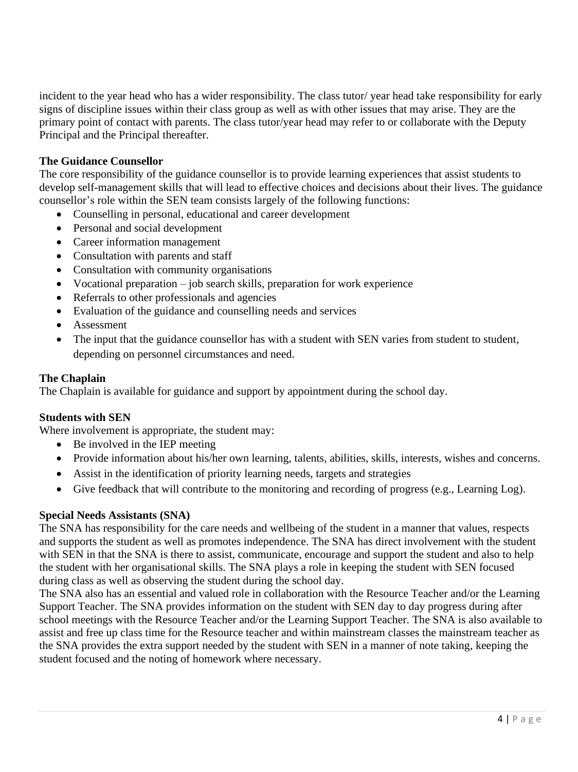incident to the year head who has a wider responsibility. The class tutor/ year head take responsibility for early signs of discipline issues within their class group as well as with other issues that may arise. They are the primary point of contact with parents. The class tutor/year head may refer to or collaborate with the Deputy Principal and the Principal thereafter.

**The Guidance Counsellor**

The core responsibility of the guidance counsellor is to provide learning experiences that assist students to develop self-management skills that will lead to effective choices and decisions about their lives. The guidance counsellor's role within the SEN team consists largely of the following functions:

- Counselling in personal, educational and career development
- Personal and social development
- Career information management
- Consultation with parents and staff
- Consultation with community organisations
- Vocational preparation – job search skills, preparation for work experience
- Referrals to other professionals and agencies
- Evaluation of the guidance and counselling needs and services
- Assessment
- The input that the guidance counsellor has with a student with SEN varies from student to student, depending on personnel circumstances and need.

**The Chaplain**

The Chaplain is available for guidance and support by appointment during the school day.

**Students with SEN**

Where involvement is appropriate, the student may:

- Be involved in the IEP meeting
- Provide information about his/her own learning, talents, abilities, skills, interests, wishes and concerns.
- Assist in the identification of priority learning needs, targets and strategies
- Give feedback that will contribute to the monitoring and recording of progress (e.g., Learning Log).

**Special Needs Assistants (SNA)**

The SNA has responsibility for the care needs and wellbeing of the student in a manner that values, respects and supports the student as well as promotes independence. The SNA has direct involvement with the student with SEN in that the SNA is there to assist, communicate, encourage and support the student and also to help the student with her organisational skills. The SNA plays a role in keeping the student with SEN focused during class as well as observing the student during the school day.

The SNA also has an essential and valued role in collaboration with the Resource Teacher and/or the Learning Support Teacher. The SNA provides information on the student with SEN day to day progress during after school meetings with the Resource Teacher and/or the Learning Support Teacher. The SNA is also available to assist and free up class time for the Resource teacher and within mainstream classes the mainstream teacher as the SNA provides the extra support needed by the student with SEN in a manner of note taking, keeping the student focused and the noting of homework where necessary.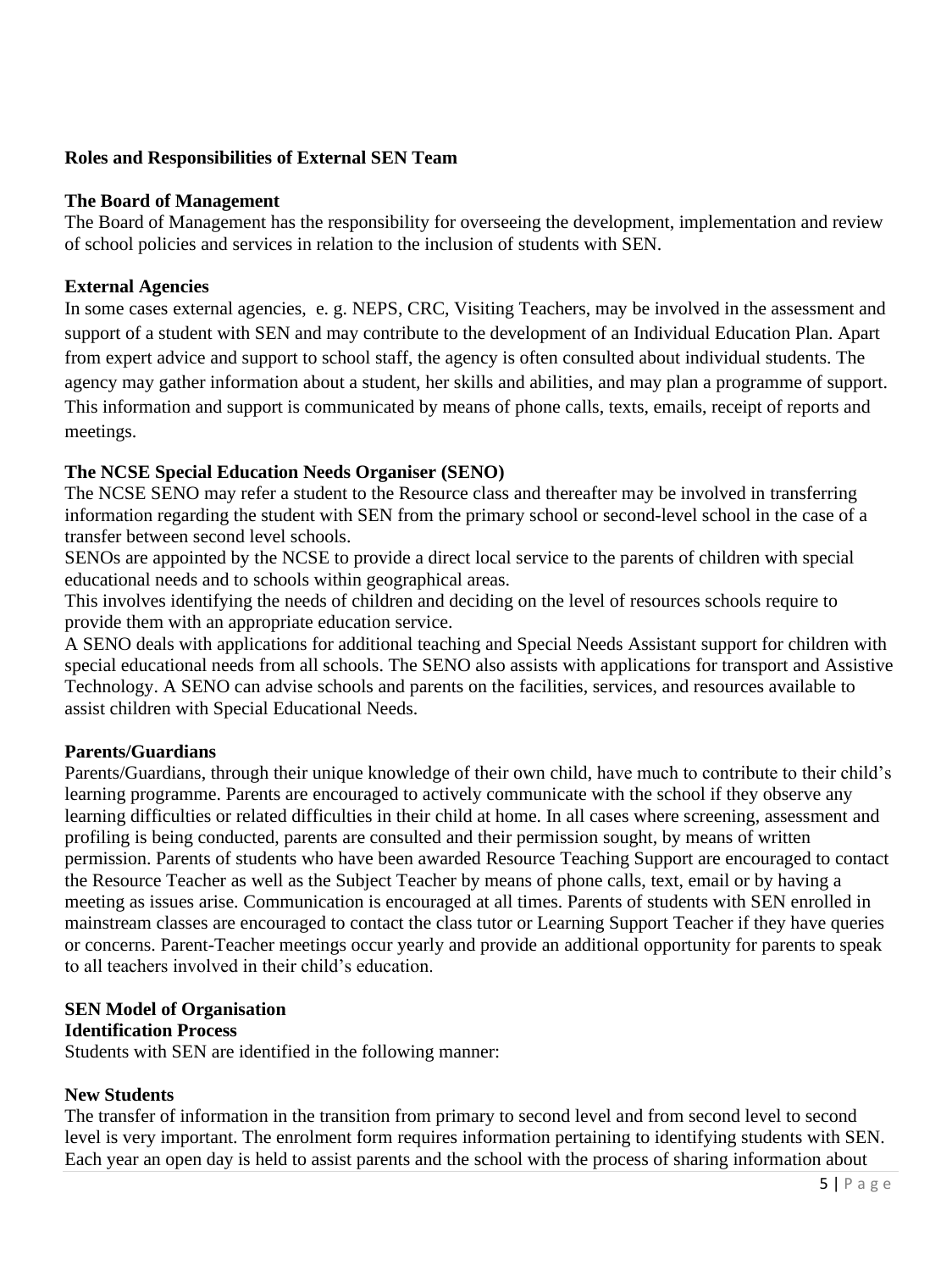**Roles and Responsibilities of External SEN Team**

**The Board of Management**
The Board of Management has the responsibility for overseeing the development, implementation and review of school policies and services in relation to the inclusion of students with SEN.

**External Agencies**
In some cases external agencies, e. g. NEPS, CRC, Visiting Teachers, may be involved in the assessment and support of a student with SEN and may contribute to the development of an Individual Education Plan. Apart from expert advice and support to school staff, the agency is often consulted about individual students. The agency may gather information about a student, her skills and abilities, and may plan a programme of support. This information and support is communicated by means of phone calls, texts, emails, receipt of reports and meetings.

**The NCSE Special Education Needs Organiser (SENO)**
The NCSE SENO may refer a student to the Resource class and thereafter may be involved in transferring information regarding the student with SEN from the primary school or second-level school in the case of a transfer between second level schools.
SENOs are appointed by the NCSE to provide a direct local service to the parents of children with special educational needs and to schools within geographical areas.
This involves identifying the needs of children and deciding on the level of resources schools require to provide them with an appropriate education service.
A SENO deals with applications for additional teaching and Special Needs Assistant support for children with special educational needs from all schools. The SENO also assists with applications for transport and Assistive Technology. A SENO can advise schools and parents on the facilities, services, and resources available to assist children with Special Educational Needs.

**Parents/Guardians**
Parents/Guardians, through their unique knowledge of their own child, have much to contribute to their child's learning programme. Parents are encouraged to actively communicate with the school if they observe any learning difficulties or related difficulties in their child at home. In all cases where screening, assessment and profiling is being conducted, parents are consulted and their permission sought, by means of written permission. Parents of students who have been awarded Resource Teaching Support are encouraged to contact the Resource Teacher as well as the Subject Teacher by means of phone calls, text, email or by having a meeting as issues arise. Communication is encouraged at all times. Parents of students with SEN enrolled in mainstream classes are encouraged to contact the class tutor or Learning Support Teacher if they have queries or concerns. Parent-Teacher meetings occur yearly and provide an additional opportunity for parents to speak to all teachers involved in their child's education.

**SEN Model of Organisation**
**Identification Process**
Students with SEN are identified in the following manner:

**New Students**
The transfer of information in the transition from primary to second level and from second level to second level is very important. The enrolment form requires information pertaining to identifying students with SEN. Each year an open day is held to assist parents and the school with the process of sharing information about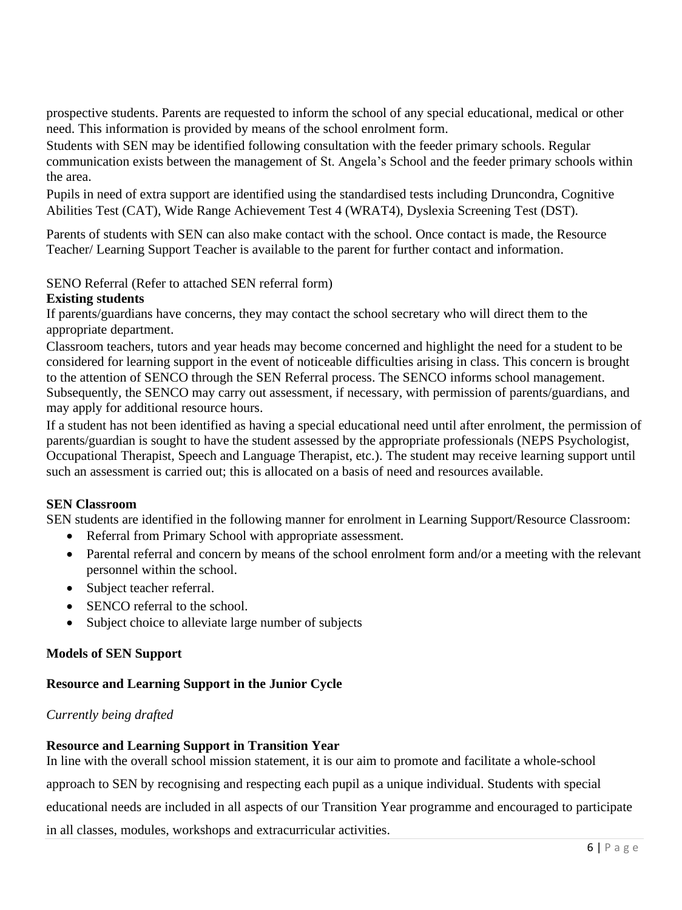prospective students. Parents are requested to inform the school of any special educational, medical or other need. This information is provided by means of the school enrolment form.

Students with SEN may be identified following consultation with the feeder primary schools. Regular communication exists between the management of St. Angela's School and the feeder primary schools within the area.

Pupils in need of extra support are identified using the standardised tests including Druncondra, Cognitive Abilities Test (CAT), Wide Range Achievement Test 4 (WRAT4), Dyslexia Screening Test (DST).

Parents of students with SEN can also make contact with the school. Once contact is made, the Resource Teacher/ Learning Support Teacher is available to the parent for further contact and information.

SENO Referral (Refer to attached SEN referral form)

**Existing students**

If parents/guardians have concerns, they may contact the school secretary who will direct them to the appropriate department.

Classroom teachers, tutors and year heads may become concerned and highlight the need for a student to be considered for learning support in the event of noticeable difficulties arising in class. This concern is brought to the attention of SENCO through the SEN Referral process. The SENCO informs school management. Subsequently, the SENCO may carry out assessment, if necessary, with permission of parents/guardians, and may apply for additional resource hours.

If a student has not been identified as having a special educational need until after enrolment, the permission of parents/guardian is sought to have the student assessed by the appropriate professionals (NEPS Psychologist, Occupational Therapist, Speech and Language Therapist, etc.). The student may receive learning support until such an assessment is carried out; this is allocated on a basis of need and resources available.

**SEN Classroom**

SEN students are identified in the following manner for enrolment in Learning Support/Resource Classroom:

- Referral from Primary School with appropriate assessment.
- Parental referral and concern by means of the school enrolment form and/or a meeting with the relevant personnel within the school.
- Subject teacher referral.
- SENCO referral to the school.
- Subject choice to alleviate large number of subjects

**Models of SEN Support**

**Resource and Learning Support in the Junior Cycle**

*Currently being drafted*

**Resource and Learning Support in Transition Year**

In line with the overall school mission statement, it is our aim to promote and facilitate a whole-school approach to SEN by recognising and respecting each pupil as a unique individual. Students with special educational needs are included in all aspects of our Transition Year programme and encouraged to participate in all classes, modules, workshops and extracurricular activities.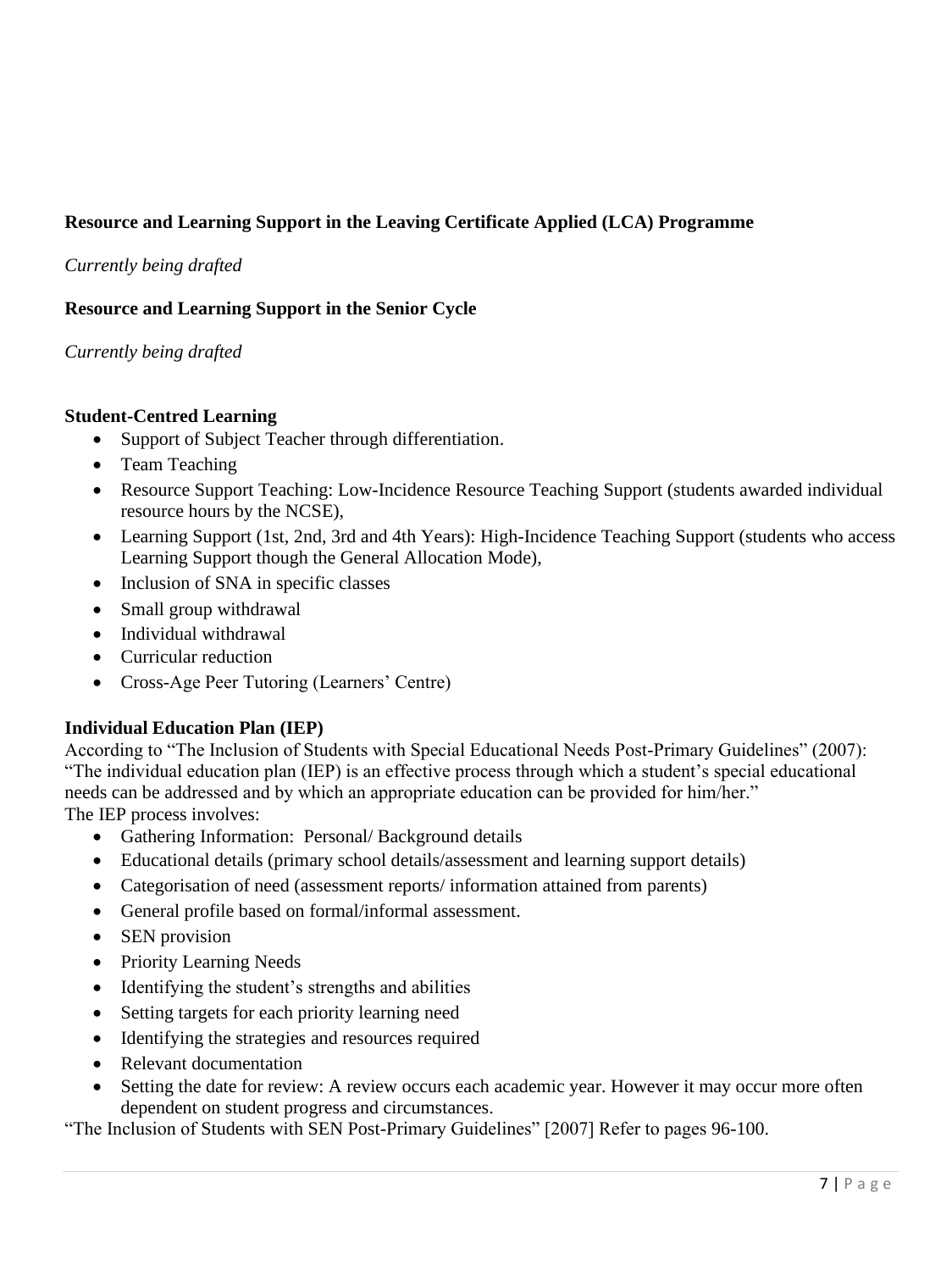**Resource and Learning Support in the Leaving Certificate Applied (LCA) Programme**

*Currently being drafted*

**Resource and Learning Support in the Senior Cycle**

*Currently being drafted*

**Student-Centred Learning**

- Support of Subject Teacher through differentiation.
- Team Teaching
- Resource Support Teaching: Low-Incidence Resource Teaching Support (students awarded individual resource hours by the NCSE),
- Learning Support (1st, 2nd, 3rd and 4th Years): High-Incidence Teaching Support (students who access Learning Support though the General Allocation Mode),
- Inclusion of SNA in specific classes
- Small group withdrawal
- Individual withdrawal
- Curricular reduction
- Cross-Age Peer Tutoring (Learners' Centre)

**Individual Education Plan (IEP)**

According to "The Inclusion of Students with Special Educational Needs Post-Primary Guidelines" (2007): "The individual education plan (IEP) is an effective process through which a student's special educational needs can be addressed and by which an appropriate education can be provided for him/her."

The IEP process involves:

- Gathering Information: Personal/ Background details
- Educational details (primary school details/assessment and learning support details)
- Categorisation of need (assessment reports/ information attained from parents)
- General profile based on formal/informal assessment.
- SEN provision
- Priority Learning Needs
- Identifying the student's strengths and abilities
- Setting targets for each priority learning need
- Identifying the strategies and resources required
- Relevant documentation
- Setting the date for review: A review occurs each academic year. However it may occur more often dependent on student progress and circumstances.

"The Inclusion of Students with SEN Post-Primary Guidelines" [2007] Refer to pages 96-100.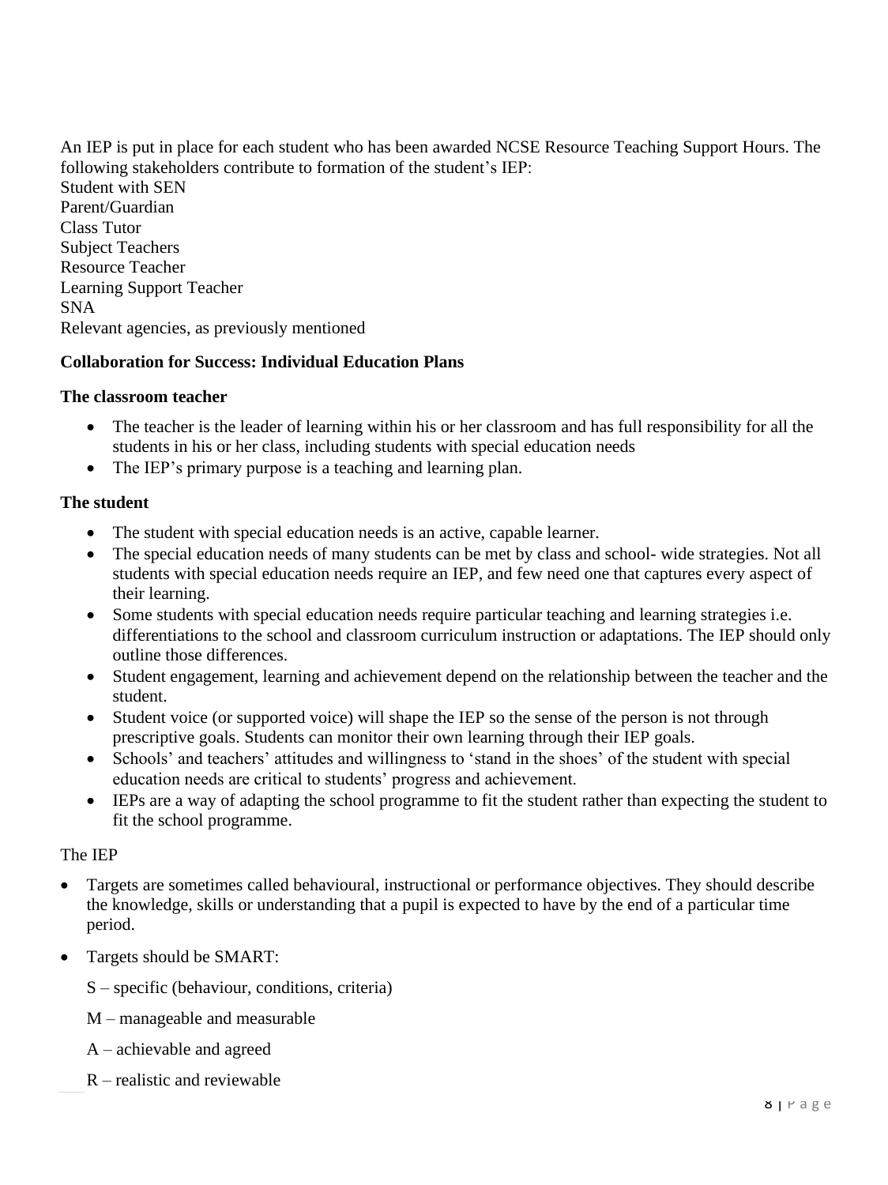An IEP is put in place for each student who has been awarded NCSE Resource Teaching Support Hours. The following stakeholders contribute to formation of the student's IEP:

Student with SEN
Parent/Guardian
Class Tutor
Subject Teachers
Resource Teacher
Learning Support Teacher
SNA
Relevant agencies, as previously mentioned

**Collaboration for Success: Individual Education Plans**

**The classroom teacher**

- The teacher is the leader of learning within his or her classroom and has full responsibility for all the students in his or her class, including students with special education needs
- The IEP's primary purpose is a teaching and learning plan.

**The student**

- The student with special education needs is an active, capable learner.
- The special education needs of many students can be met by class and school- wide strategies. Not all students with special education needs require an IEP, and few need one that captures every aspect of their learning.
- Some students with special education needs require particular teaching and learning strategies i.e. differentiations to the school and classroom curriculum instruction or adaptations. The IEP should only outline those differences.
- Student engagement, learning and achievement depend on the relationship between the teacher and the student.
- Student voice (or supported voice) will shape the IEP so the sense of the person is not through prescriptive goals. Students can monitor their own learning through their IEP goals.
- Schools' and teachers' attitudes and willingness to 'stand in the shoes' of the student with special education needs are critical to students' progress and achievement.
- IEPs are a way of adapting the school programme to fit the student rather than expecting the student to fit the school programme.

The IEP

- Targets are sometimes called behavioural, instructional or performance objectives. They should describe the knowledge, skills or understanding that a pupil is expected to have by the end of a particular time period.
- Targets should be SMART:

  S – specific (behaviour, conditions, criteria)

  M – manageable and measurable

  A – achievable and agreed

  R – realistic and reviewable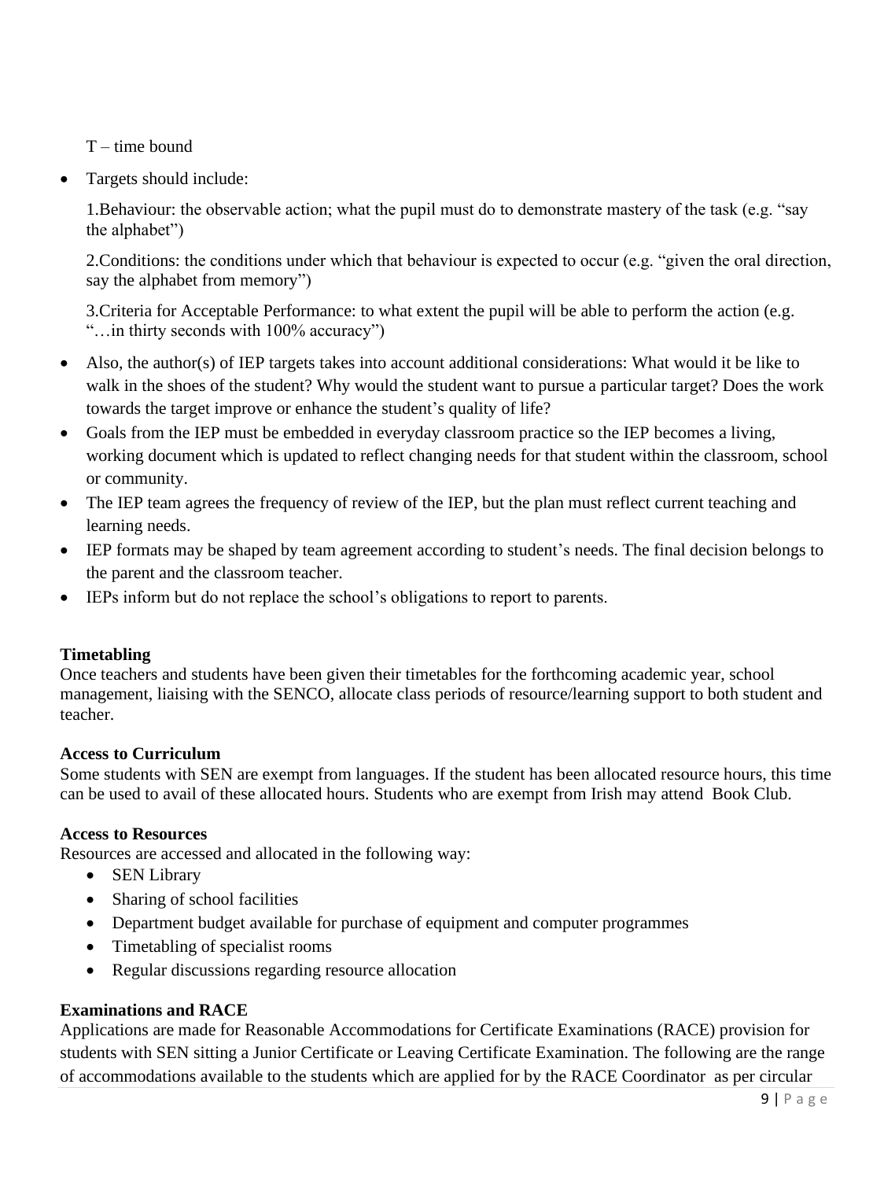T – time bound

- Targets should include:

  1.Behaviour: the observable action; what the pupil must do to demonstrate mastery of the task (e.g. "say the alphabet")

  2.Conditions: the conditions under which that behaviour is expected to occur (e.g. "given the oral direction, say the alphabet from memory")

  3.Criteria for Acceptable Performance: to what extent the pupil will be able to perform the action (e.g. "…in thirty seconds with 100% accuracy")

- Also, the author(s) of IEP targets takes into account additional considerations: What would it be like to walk in the shoes of the student? Why would the student want to pursue a particular target? Does the work towards the target improve or enhance the student's quality of life?
- Goals from the IEP must be embedded in everyday classroom practice so the IEP becomes a living, working document which is updated to reflect changing needs for that student within the classroom, school or community.
- The IEP team agrees the frequency of review of the IEP, but the plan must reflect current teaching and learning needs.
- IEP formats may be shaped by team agreement according to student's needs. The final decision belongs to the parent and the classroom teacher.
- IEPs inform but do not replace the school's obligations to report to parents.

**Timetabling**

Once teachers and students have been given their timetables for the forthcoming academic year, school management, liaising with the SENCO, allocate class periods of resource/learning support to both student and teacher.

**Access to Curriculum**

Some students with SEN are exempt from languages. If the student has been allocated resource hours, this time can be used to avail of these allocated hours. Students who are exempt from Irish may attend Book Club.

**Access to Resources**

Resources are accessed and allocated in the following way:

- SEN Library
- Sharing of school facilities
- Department budget available for purchase of equipment and computer programmes
- Timetabling of specialist rooms
- Regular discussions regarding resource allocation

**Examinations and RACE**

Applications are made for Reasonable Accommodations for Certificate Examinations (RACE) provision for students with SEN sitting a Junior Certificate or Leaving Certificate Examination. The following are the range of accommodations available to the students which are applied for by the RACE Coordinator as per circular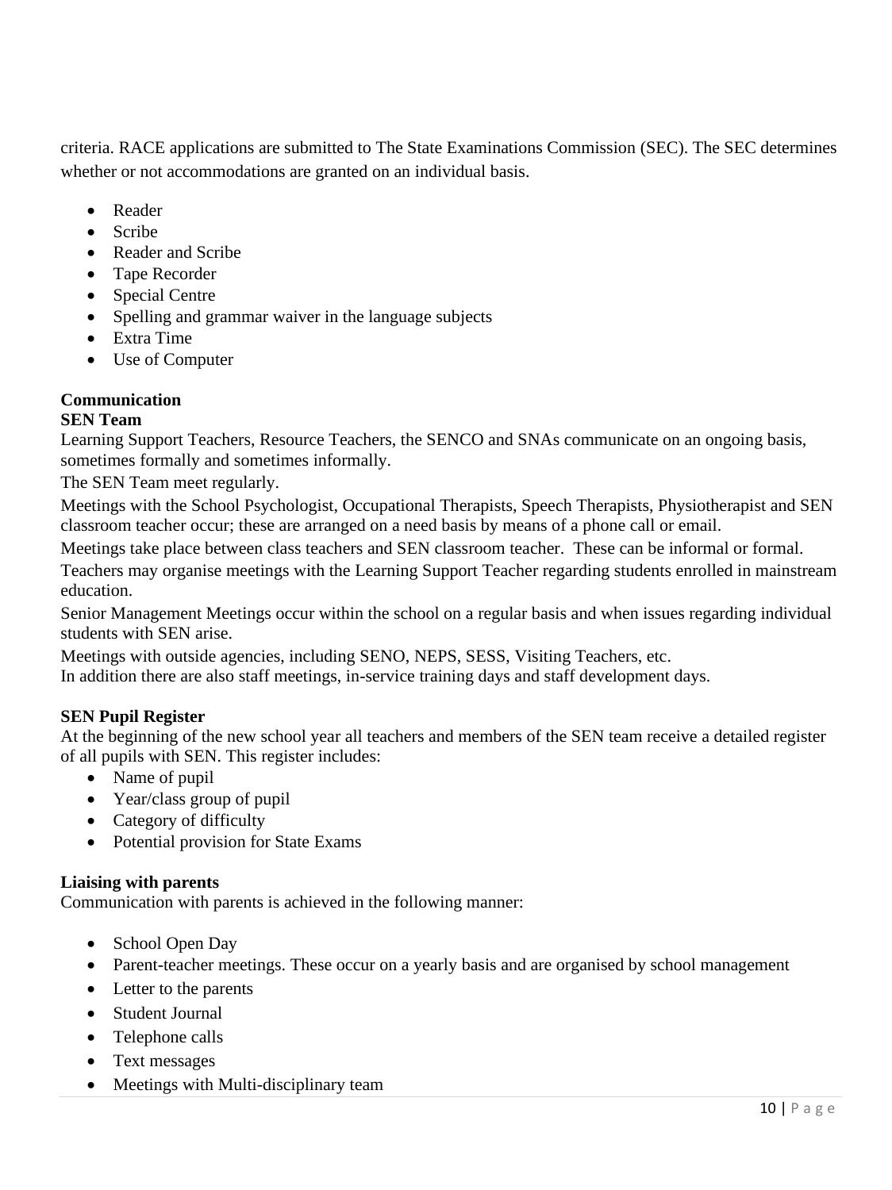criteria. RACE applications are submitted to The State Examinations Commission (SEC). The SEC determines whether or not accommodations are granted on an individual basis.

- Reader
- Scribe
- Reader and Scribe
- Tape Recorder
- Special Centre
- Spelling and grammar waiver in the language subjects
- Extra Time
- Use of Computer

**Communication**

**SEN Team**

Learning Support Teachers, Resource Teachers, the SENCO and SNAs communicate on an ongoing basis, sometimes formally and sometimes informally.

The SEN Team meet regularly.

Meetings with the School Psychologist, Occupational Therapists, Speech Therapists, Physiotherapist and SEN classroom teacher occur; these are arranged on a need basis by means of a phone call or email.

Meetings take place between class teachers and SEN classroom teacher. These can be informal or formal.

Teachers may organise meetings with the Learning Support Teacher regarding students enrolled in mainstream education.

Senior Management Meetings occur within the school on a regular basis and when issues regarding individual students with SEN arise.

Meetings with outside agencies, including SENO, NEPS, SESS, Visiting Teachers, etc.

In addition there are also staff meetings, in-service training days and staff development days.

**SEN Pupil Register**

At the beginning of the new school year all teachers and members of the SEN team receive a detailed register of all pupils with SEN. This register includes:

- Name of pupil
- Year/class group of pupil
- Category of difficulty
- Potential provision for State Exams

**Liaising with parents**

Communication with parents is achieved in the following manner:

- School Open Day
- Parent-teacher meetings. These occur on a yearly basis and are organised by school management
- Letter to the parents
- Student Journal
- Telephone calls
- Text messages
- Meetings with Multi-disciplinary team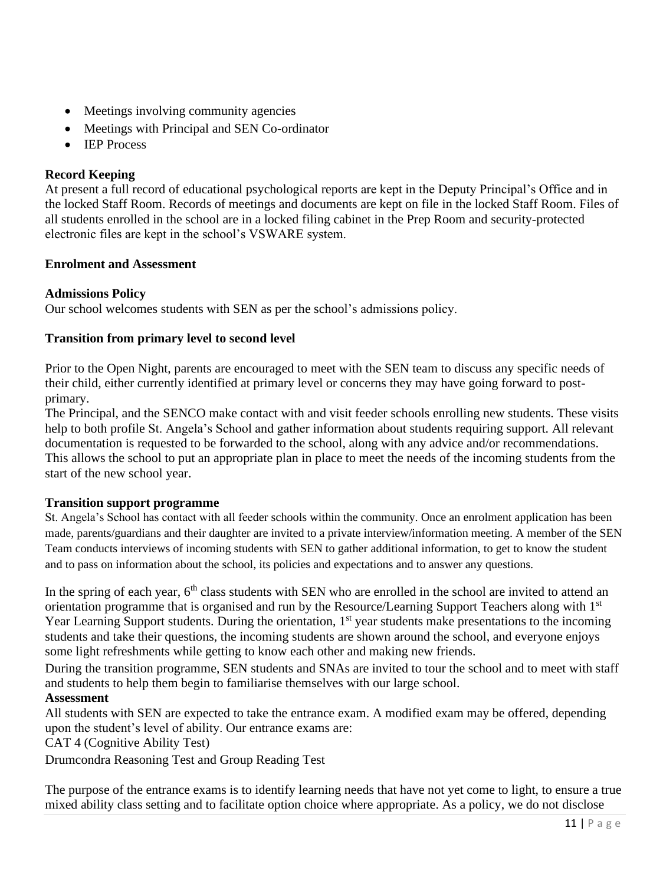- Meetings involving community agencies
- Meetings with Principal and SEN Co-ordinator
- IEP Process

**Record Keeping**

At present a full record of educational psychological reports are kept in the Deputy Principal's Office and in the locked Staff Room. Records of meetings and documents are kept on file in the locked Staff Room. Files of all students enrolled in the school are in a locked filing cabinet in the Prep Room and security-protected electronic files are kept in the school's VSWARE system.

**Enrolment and Assessment**

**Admissions Policy**

Our school welcomes students with SEN as per the school's admissions policy.

**Transition from primary level to second level**

Prior to the Open Night, parents are encouraged to meet with the SEN team to discuss any specific needs of their child, either currently identified at primary level or concerns they may have going forward to post-primary.

The Principal, and the SENCO make contact with and visit feeder schools enrolling new students. These visits help to both profile St. Angela's School and gather information about students requiring support. All relevant documentation is requested to be forwarded to the school, along with any advice and/or recommendations. This allows the school to put an appropriate plan in place to meet the needs of the incoming students from the start of the new school year.

**Transition support programme**

St. Angela's School has contact with all feeder schools within the community. Once an enrolment application has been made, parents/guardians and their daughter are invited to a private interview/information meeting. A member of the SEN Team conducts interviews of incoming students with SEN to gather additional information, to get to know the student and to pass on information about the school, its policies and expectations and to answer any questions.

In the spring of each year, 6th class students with SEN who are enrolled in the school are invited to attend an orientation programme that is organised and run by the Resource/Learning Support Teachers along with 1st Year Learning Support students. During the orientation, 1st year students make presentations to the incoming students and take their questions, the incoming students are shown around the school, and everyone enjoys some light refreshments while getting to know each other and making new friends.

During the transition programme, SEN students and SNAs are invited to tour the school and to meet with staff and students to help them begin to familiarise themselves with our large school.

**Assessment**

All students with SEN are expected to take the entrance exam. A modified exam may be offered, depending upon the student's level of ability. Our entrance exams are:

CAT 4 (Cognitive Ability Test)

Drumcondra Reasoning Test and Group Reading Test

The purpose of the entrance exams is to identify learning needs that have not yet come to light, to ensure a true mixed ability class setting and to facilitate option choice where appropriate. As a policy, we do not disclose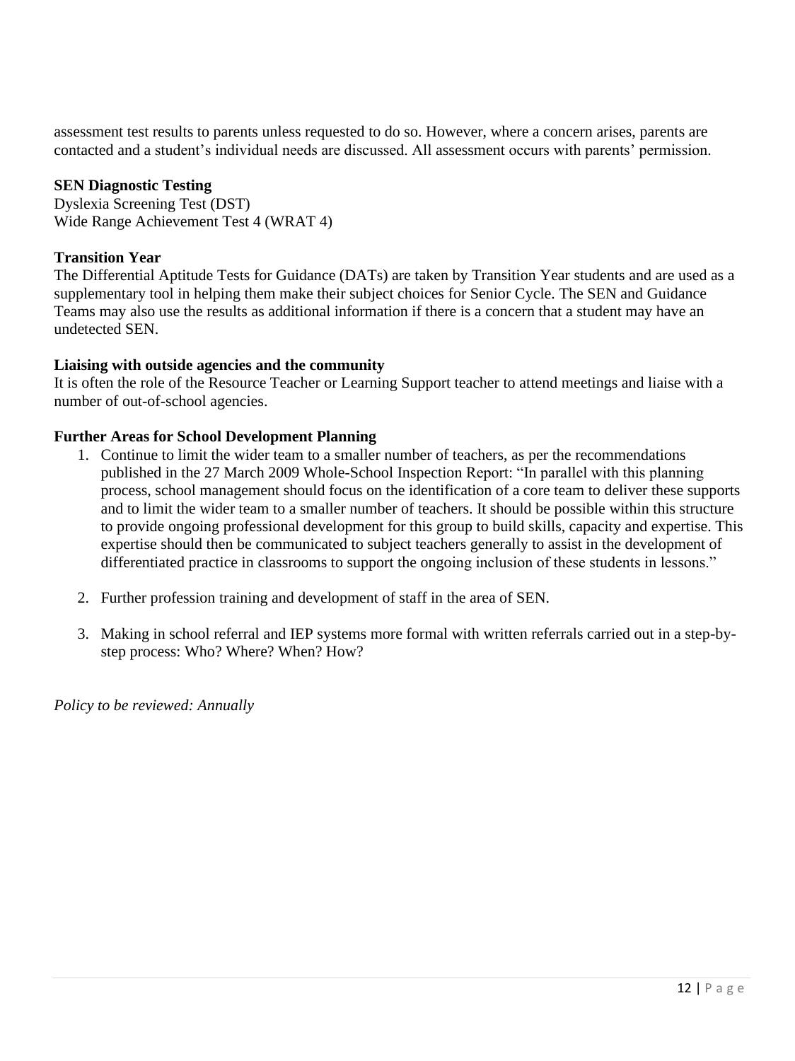assessment test results to parents unless requested to do so. However, where a concern arises, parents are contacted and a student's individual needs are discussed. All assessment occurs with parents' permission.

**SEN Diagnostic Testing**
Dyslexia Screening Test (DST)
Wide Range Achievement Test 4 (WRAT 4)

**Transition Year**
The Differential Aptitude Tests for Guidance (DATs) are taken by Transition Year students and are used as a supplementary tool in helping them make their subject choices for Senior Cycle. The SEN and Guidance Teams may also use the results as additional information if there is a concern that a student may have an undetected SEN.

**Liaising with outside agencies and the community**
It is often the role of the Resource Teacher or Learning Support teacher to attend meetings and liaise with a number of out-of-school agencies.

**Further Areas for School Development Planning**

1. Continue to limit the wider team to a smaller number of teachers, as per the recommendations published in the 27 March 2009 Whole-School Inspection Report: "In parallel with this planning process, school management should focus on the identification of a core team to deliver these supports and to limit the wider team to a smaller number of teachers. It should be possible within this structure to provide ongoing professional development for this group to build skills, capacity and expertise. This expertise should then be communicated to subject teachers generally to assist in the development of differentiated practice in classrooms to support the ongoing inclusion of these students in lessons."

2. Further profession training and development of staff in the area of SEN.

3. Making in school referral and IEP systems more formal with written referrals carried out in a step-by-step process: Who? Where? When? How?

*Policy to be reviewed: Annually*